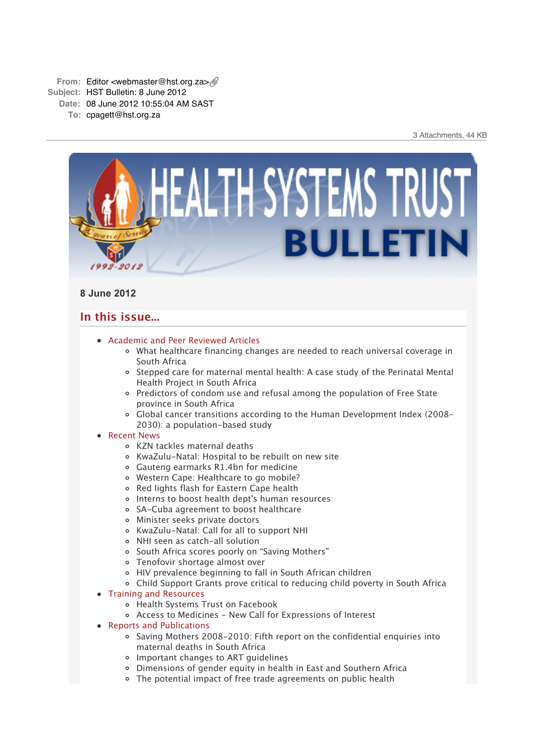**From:** Editor <webmaster@hst.org.za>
**Subject:** HST Bulletin: 8 June 2012
**Date:** 08 June 2012 10:55:04 AM SAST
**To:** cpagett@hst.org.za

3 Attachments, 44 KB

# HEALTH SYSTEMS TRUST BULLETIN

**8 June 2012**

## In this issue...

- Academic and Peer Reviewed Articles
  - What healthcare financing changes are needed to reach universal coverage in South Africa
  - Stepped care for maternal mental health: A case study of the Perinatal Mental Health Project in South Africa
  - Predictors of condom use and refusal among the population of Free State province in South Africa
  - Global cancer transitions according to the Human Development Index (2008-2030): a population-based study
- Recent News
  - KZN tackles maternal deaths
  - KwaZulu-Natal: Hospital to be rebuilt on new site
  - Gauteng earmarks R1.4bn for medicine
  - Western Cape: Healthcare to go mobile?
  - Red lights flash for Eastern Cape health
  - Interns to boost health dept's human resources
  - SA-Cuba agreement to boost healthcare
  - Minister seeks private doctors
  - KwaZulu-Natal: Call for all to support NHI
  - NHI seen as catch-all solution
  - South Africa scores poorly on "Saving Mothers"
  - Tenofovir shortage almost over
  - HIV prevalence beginning to fall in South African children
  - Child Support Grants prove critical to reducing child poverty in South Africa
- Training and Resources
  - Health Systems Trust on Facebook
  - Access to Medicines - New Call for Expressions of Interest
- Reports and Publications
  - Saving Mothers 2008-2010: Fifth report on the confidential enquiries into maternal deaths in South Africa
  - Important changes to ART guidelines
  - Dimensions of gender equity in health in East and Southern Africa
  - The potential impact of free trade agreements on public health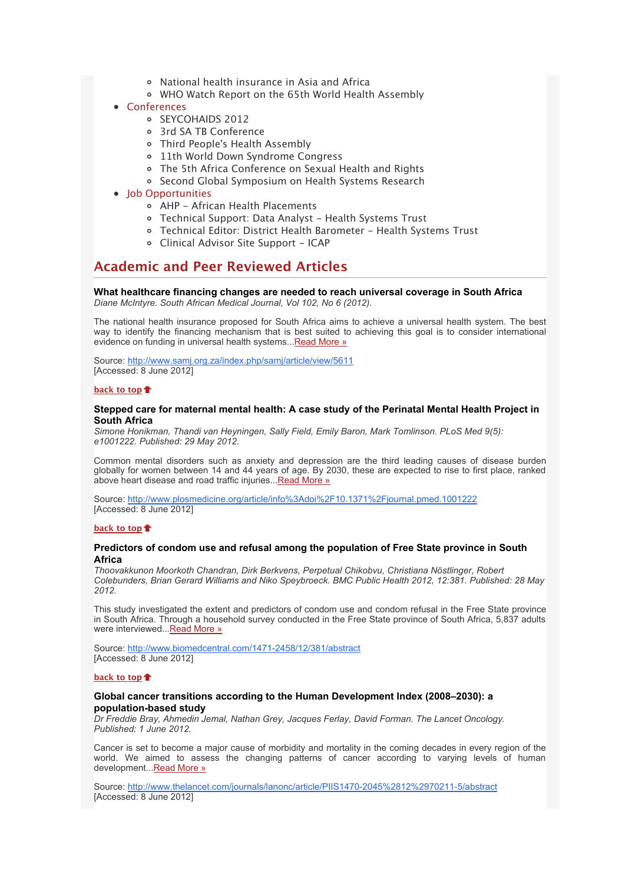- National health insurance in Asia and Africa
- WHO Watch Report on the 65th World Health Assembly

- Conferences
  - SEYCOHAIDS 2012
  - 3rd SA TB Conference
  - Third People's Health Assembly
  - 11th World Down Syndrome Congress
  - The 5th Africa Conference on Sexual Health and Rights
  - Second Global Symposium on Health Systems Research
- Job Opportunities
  - AHP – African Health Placements
  - Technical Support: Data Analyst – Health Systems Trust
  - Technical Editor: District Health Barometer – Health Systems Trust
  - Clinical Advisor Site Support – ICAP

## Academic and Peer Reviewed Articles

**What healthcare financing changes are needed to reach universal coverage in South Africa**
*Diane McIntyre. South African Medical Journal, Vol 102, No 6 (2012).*

The national health insurance proposed for South Africa aims to achieve a universal health system. The best way to identify the financing mechanism that is best suited to achieving this goal is to consider international evidence on funding in universal health systems...Read More »

Source: http://www.samj.org.za/index.php/samj/article/view/5611
[Accessed: 8 June 2012]

back to top

**Stepped care for maternal mental health: A case study of the Perinatal Mental Health Project in South Africa**
*Simone Honikman, Thandi van Heyningen, Sally Field, Emily Baron, Mark Tomlinson. PLoS Med 9(5): e1001222. Published: 29 May 2012.*

Common mental disorders such as anxiety and depression are the third leading causes of disease burden globally for women between 14 and 44 years of age. By 2030, these are expected to rise to first place, ranked above heart disease and road traffic injuries...Read More »

Source: http://www.plosmedicine.org/article/info%3Adoi%2F10.1371%2Fjournal.pmed.1001222
[Accessed: 8 June 2012]

back to top

**Predictors of condom use and refusal among the population of Free State province in South Africa**
*Thoovakkunon Moorkoth Chandran, Dirk Berkvens, Perpetual Chikobvu, Christiana Nöstlinger, Robert Colebunders, Brian Gerard Williams and Niko Speybroeck. BMC Public Health 2012, 12:381. Published: 28 May 2012.*

This study investigated the extent and predictors of condom use and condom refusal in the Free State province in South Africa. Through a household survey conducted in the Free State province of South Africa, 5,837 adults were interviewed...Read More »

Source: http://www.biomedcentral.com/1471-2458/12/381/abstract
[Accessed: 8 June 2012]

back to top

**Global cancer transitions according to the Human Development Index (2008–2030): a population-based study**
*Dr Freddie Bray, Ahmedin Jemal, Nathan Grey, Jacques Ferlay, David Forman. The Lancet Oncology. Published: 1 June 2012.*

Cancer is set to become a major cause of morbidity and mortality in the coming decades in every region of the world. We aimed to assess the changing patterns of cancer according to varying levels of human development...Read More »

Source: http://www.thelancet.com/journals/lanonc/article/PIIS1470-2045%2812%2970211-5/abstract
[Accessed: 8 June 2012]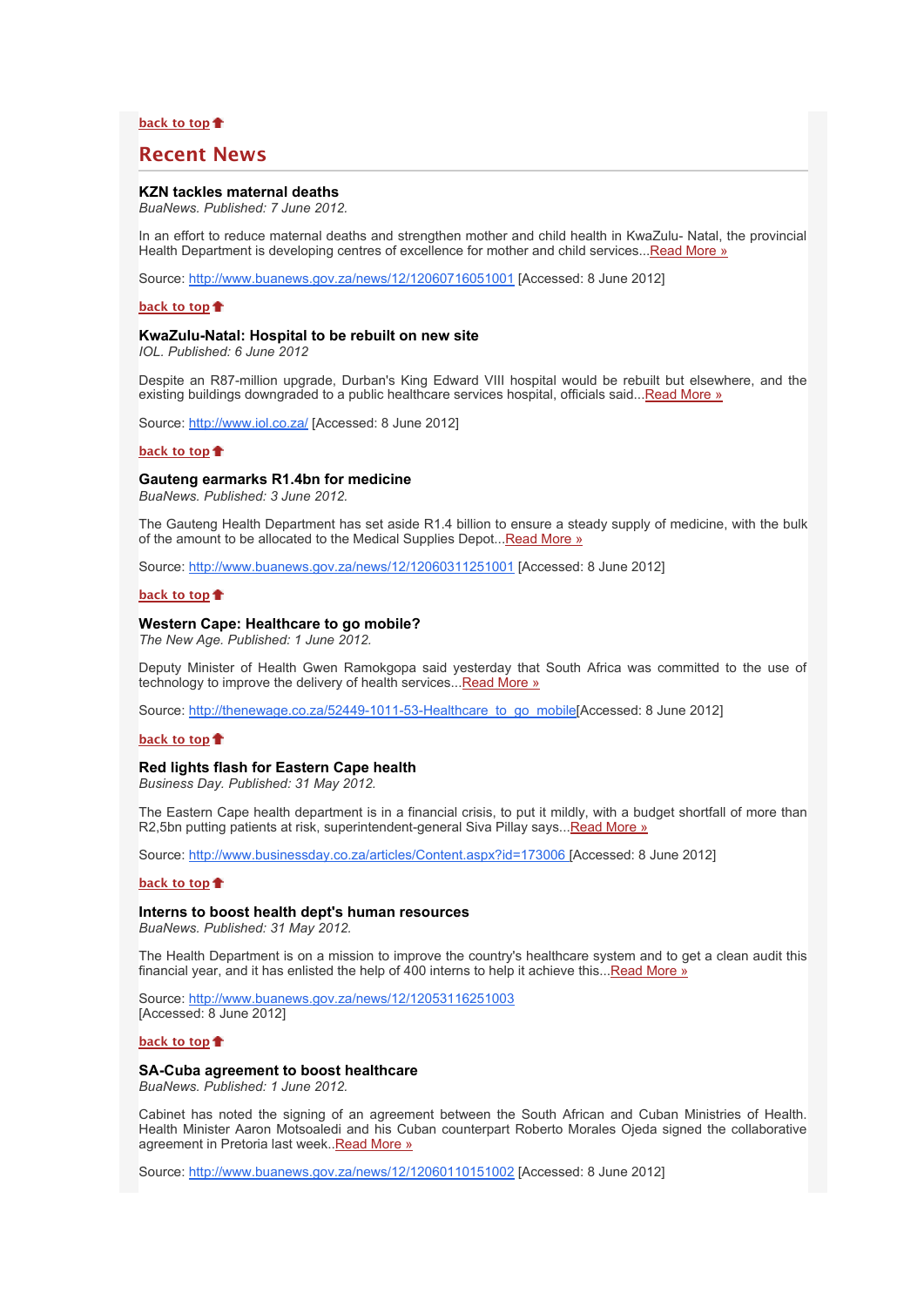back to top

## Recent News

### KZN tackles maternal deaths

*BuaNews. Published: 7 June 2012.*

In an effort to reduce maternal deaths and strengthen mother and child health in KwaZulu- Natal, the provincial Health Department is developing centres of excellence for mother and child services...Read More »

Source: http://www.buanews.gov.za/news/12/12060716051001 [Accessed: 8 June 2012]

back to top

### KwaZulu-Natal: Hospital to be rebuilt on new site

*IOL. Published: 6 June 2012*

Despite an R87-million upgrade, Durban's King Edward VIII hospital would be rebuilt but elsewhere, and the existing buildings downgraded to a public healthcare services hospital, officials said...Read More »

Source: http://www.iol.co.za/ [Accessed: 8 June 2012]

back to top

### Gauteng earmarks R1.4bn for medicine

*BuaNews. Published: 3 June 2012.*

The Gauteng Health Department has set aside R1.4 billion to ensure a steady supply of medicine, with the bulk of the amount to be allocated to the Medical Supplies Depot...Read More »

Source: http://www.buanews.gov.za/news/12/12060311251001 [Accessed: 8 June 2012]

back to top

### Western Cape: Healthcare to go mobile?

*The New Age. Published: 1 June 2012.*

Deputy Minister of Health Gwen Ramokgopa said yesterday that South Africa was committed to the use of technology to improve the delivery of health services...Read More »

Source: http://thenewage.co.za/52449-1011-53-Healthcare_to_go_mobile[Accessed: 8 June 2012]

back to top

### Red lights flash for Eastern Cape health

*Business Day. Published: 31 May 2012.*

The Eastern Cape health department is in a financial crisis, to put it mildly, with a budget shortfall of more than R2,5bn putting patients at risk, superintendent-general Siva Pillay says...Read More »

Source: http://www.businessday.co.za/articles/Content.aspx?id=173006 [Accessed: 8 June 2012]

back to top

### Interns to boost health dept's human resources

*BuaNews. Published: 31 May 2012.*

The Health Department is on a mission to improve the country's healthcare system and to get a clean audit this financial year, and it has enlisted the help of 400 interns to help it achieve this...Read More »

Source: http://www.buanews.gov.za/news/12/12053116251003
[Accessed: 8 June 2012]

back to top

### SA-Cuba agreement to boost healthcare

*BuaNews. Published: 1 June 2012.*

Cabinet has noted the signing of an agreement between the South African and Cuban Ministries of Health. Health Minister Aaron Motsoaledi and his Cuban counterpart Roberto Morales Ojeda signed the collaborative agreement in Pretoria last week..Read More »

Source: http://www.buanews.gov.za/news/12/12060110151002 [Accessed: 8 June 2012]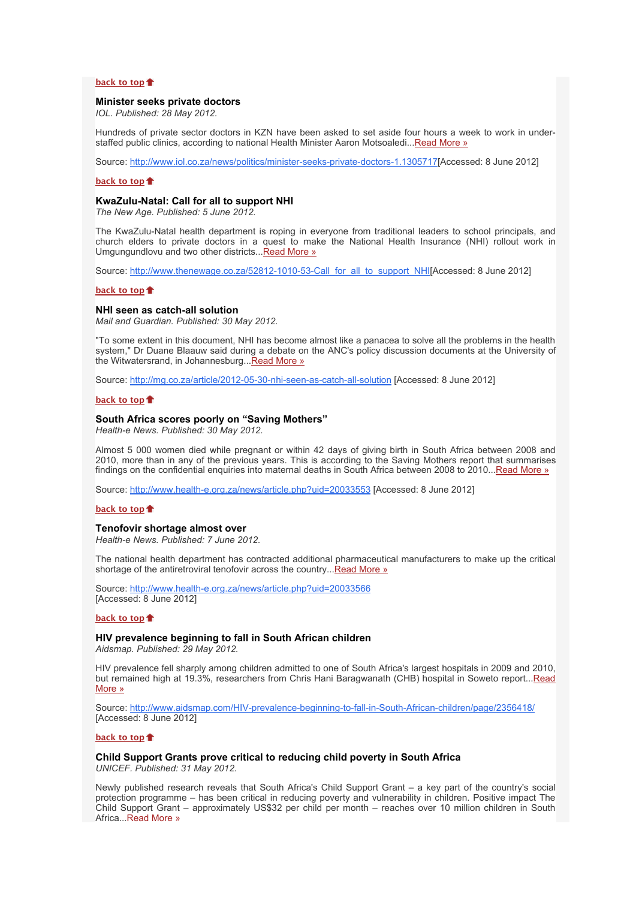[back to top](#)

### Minister seeks private doctors

*IOL. Published: 28 May 2012.*

Hundreds of private sector doctors in KZN have been asked to set aside four hours a week to work in under-staffed public clinics, according to national Health Minister Aaron Motsoaledi...[Read More »](http://www.iol.co.za/news/politics/minister-seeks-private-doctors-1.1305717)

Source: [http://www.iol.co.za/news/politics/minister-seeks-private-doctors-1.1305717](http://www.iol.co.za/news/politics/minister-seeks-private-doctors-1.1305717)[Accessed: 8 June 2012]

[back to top](#)

### KwaZulu-Natal: Call for all to support NHI

*The New Age. Published: 5 June 2012.*

The KwaZulu-Natal health department is roping in everyone from traditional leaders to school principals, and church elders to private doctors in a quest to make the National Health Insurance (NHI) rollout work in Umgungundlovu and two other districts...[Read More »](http://www.thenewage.co.za/52812-1010-53-Call_for_all_to_support_NHI)

Source: [http://www.thenewage.co.za/52812-1010-53-Call_for_all_to_support_NHI](http://www.thenewage.co.za/52812-1010-53-Call_for_all_to_support_NHI)[Accessed: 8 June 2012]

[back to top](#)

### NHI seen as catch-all solution

*Mail and Guardian. Published: 30 May 2012.*

"To some extent in this document, NHI has become almost like a panacea to solve all the problems in the health system," Dr Duane Blaauw said during a debate on the ANC's policy discussion documents at the University of the Witwatersrand, in Johannesburg...[Read More »](http://mg.co.za/article/2012-05-30-nhi-seen-as-catch-all-solution)

Source: [http://mg.co.za/article/2012-05-30-nhi-seen-as-catch-all-solution](http://mg.co.za/article/2012-05-30-nhi-seen-as-catch-all-solution) [Accessed: 8 June 2012]

[back to top](#)

### South Africa scores poorly on "Saving Mothers"

*Health-e News. Published: 30 May 2012.*

Almost 5 000 women died while pregnant or within 42 days of giving birth in South Africa between 2008 and 2010, more than in any of the previous years. This is according to the Saving Mothers report that summarises findings on the confidential enquiries into maternal deaths in South Africa between 2008 to 2010...[Read More »](http://www.health-e.org.za/news/article.php?uid=20033553)

Source: [http://www.health-e.org.za/news/article.php?uid=20033553](http://www.health-e.org.za/news/article.php?uid=20033553) [Accessed: 8 June 2012]

[back to top](#)

### Tenofovir shortage almost over

*Health-e News. Published: 7 June 2012.*

The national health department has contracted additional pharmaceutical manufacturers to make up the critical shortage of the antiretroviral tenofovir across the country...[Read More »](http://www.health-e.org.za/news/article.php?uid=20033566)

Source: [http://www.health-e.org.za/news/article.php?uid=20033566](http://www.health-e.org.za/news/article.php?uid=20033566)
[Accessed: 8 June 2012]

[back to top](#)

### HIV prevalence beginning to fall in South African children

*Aidsmap. Published: 29 May 2012.*

HIV prevalence fell sharply among children admitted to one of South Africa's largest hospitals in 2009 and 2010, but remained high at 19.3%, researchers from Chris Hani Baragwanath (CHB) hospital in Soweto report...[Read More »](http://www.aidsmap.com/HIV-prevalence-beginning-to-fall-in-South-African-children/page/2356418/)

Source: [http://www.aidsmap.com/HIV-prevalence-beginning-to-fall-in-South-African-children/page/2356418/](http://www.aidsmap.com/HIV-prevalence-beginning-to-fall-in-South-African-children/page/2356418/)
[Accessed: 8 June 2012]

[back to top](#)

### Child Support Grants prove critical to reducing child poverty in South Africa

*UNICEF. Published: 31 May 2012.*

Newly published research reveals that South Africa's Child Support Grant – a key part of the country's social protection programme – has been critical in reducing poverty and vulnerability in children. Positive impact The Child Support Grant – approximately US$32 per child per month – reaches over 10 million children in South Africa...[Read More »](#)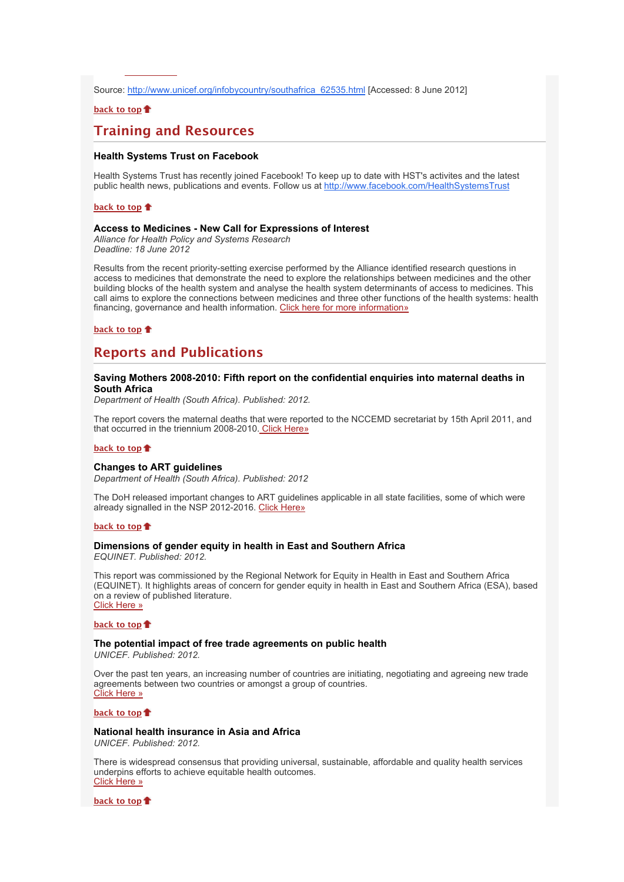Source: http://www.unicef.org/infobycountry/southafrica_62535.html [Accessed: 8 June 2012]

back to top

## Training and Resources

### Health Systems Trust on Facebook

Health Systems Trust has recently joined Facebook! To keep up to date with HST's activites and the latest public health news, publications and events. Follow us at http://www.facebook.com/HealthSystemsTrust

back to top

### Access to Medicines - New Call for Expressions of Interest

*Alliance for Health Policy and Systems Research*
*Deadline: 18 June 2012*

Results from the recent priority-setting exercise performed by the Alliance identified research questions in access to medicines that demonstrate the need to explore the relationships between medicines and the other building blocks of the health system and analyse the health system determinants of access to medicines. This call aims to explore the connections between medicines and three other functions of the health systems: health financing, governance and health information. Click here for more information»

back to top

## Reports and Publications

### Saving Mothers 2008-2010: Fifth report on the confidential enquiries into maternal deaths in South Africa

*Department of Health (South Africa). Published: 2012.*

The report covers the maternal deaths that were reported to the NCCEMD secretariat by 15th April 2011, and that occurred in the triennium 2008-2010. Click Here»

back to top

### Changes to ART guidelines

*Department of Health (South Africa). Published: 2012*

The DoH released important changes to ART guidelines applicable in all state facilities, some of which were already signalled in the NSP 2012-2016. Click Here»

back to top

### Dimensions of gender equity in health in East and Southern Africa

*EQUINET. Published: 2012.*

This report was commissioned by the Regional Network for Equity in Health in East and Southern Africa (EQUINET). It highlights areas of concern for gender equity in health in East and Southern Africa (ESA), based on a review of published literature.
Click Here »

back to top

### The potential impact of free trade agreements on public health

*UNICEF. Published: 2012.*

Over the past ten years, an increasing number of countries are initiating, negotiating and agreeing new trade agreements between two countries or amongst a group of countries.
Click Here »

back to top

### National health insurance in Asia and Africa

*UNICEF. Published: 2012.*

There is widespread consensus that providing universal, sustainable, affordable and quality health services underpins efforts to achieve equitable health outcomes.
Click Here »

back to top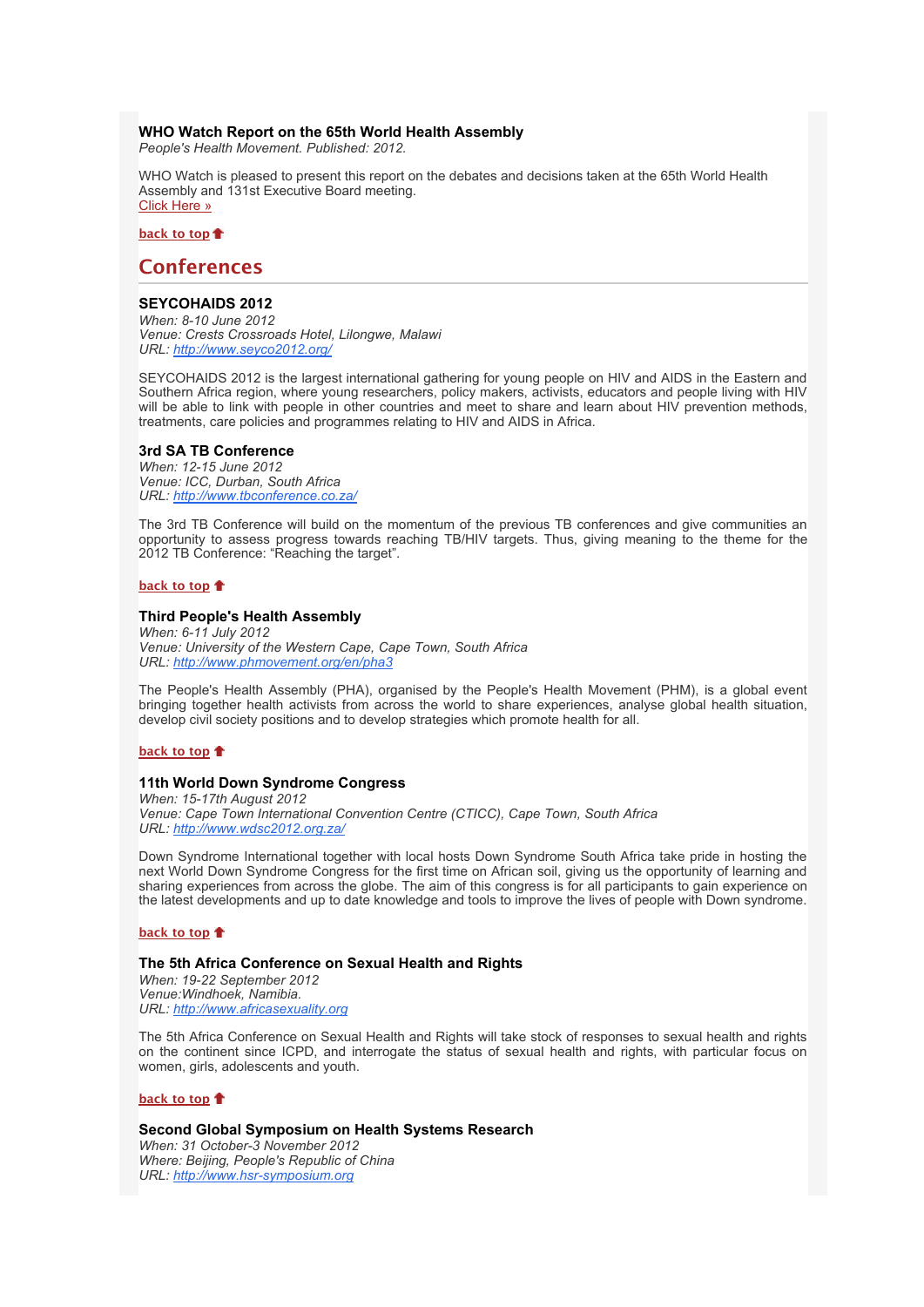### WHO Watch Report on the 65th World Health Assembly

*People's Health Movement. Published: 2012.*

WHO Watch is pleased to present this report on the debates and decisions taken at the 65th World Health Assembly and 131st Executive Board meeting.
Click Here »

back to top

## Conferences

### SEYCOHAIDS 2012

*When: 8-10 June 2012*
*Venue: Crests Crossroads Hotel, Lilongwe, Malawi*
*URL: http://www.seyco2012.org/*

SEYCOHAIDS 2012 is the largest international gathering for young people on HIV and AIDS in the Eastern and Southern Africa region, where young researchers, policy makers, activists, educators and people living with HIV will be able to link with people in other countries and meet to share and learn about HIV prevention methods, treatments, care policies and programmes relating to HIV and AIDS in Africa.

### 3rd SA TB Conference

*When: 12-15 June 2012*
*Venue: ICC, Durban, South Africa*
*URL: http://www.tbconference.co.za/*

The 3rd TB Conference will build on the momentum of the previous TB conferences and give communities an opportunity to assess progress towards reaching TB/HIV targets. Thus, giving meaning to the theme for the 2012 TB Conference: "Reaching the target".

back to top

### Third People's Health Assembly

*When: 6-11 July 2012*
*Venue: University of the Western Cape, Cape Town, South Africa*
*URL: http://www.phmovement.org/en/pha3*

The People's Health Assembly (PHA), organised by the People's Health Movement (PHM), is a global event bringing together health activists from across the world to share experiences, analyse global health situation, develop civil society positions and to develop strategies which promote health for all.

back to top

### 11th World Down Syndrome Congress

*When: 15-17th August 2012*
*Venue: Cape Town International Convention Centre (CTICC), Cape Town, South Africa*
*URL: http://www.wdsc2012.org.za/*

Down Syndrome International together with local hosts Down Syndrome South Africa take pride in hosting the next World Down Syndrome Congress for the first time on African soil, giving us the opportunity of learning and sharing experiences from across the globe. The aim of this congress is for all participants to gain experience on the latest developments and up to date knowledge and tools to improve the lives of people with Down syndrome.

back to top

### The 5th Africa Conference on Sexual Health and Rights

*When: 19-22 September 2012*
*Venue:Windhoek, Namibia.*
*URL: http://www.africasexuality.org*

The 5th Africa Conference on Sexual Health and Rights will take stock of responses to sexual health and rights on the continent since ICPD, and interrogate the status of sexual health and rights, with particular focus on women, girls, adolescents and youth.

back to top

### Second Global Symposium on Health Systems Research

*When: 31 October-3 November 2012*
*Where: Beijing, People's Republic of China*
*URL: http://www.hsr-symposium.org*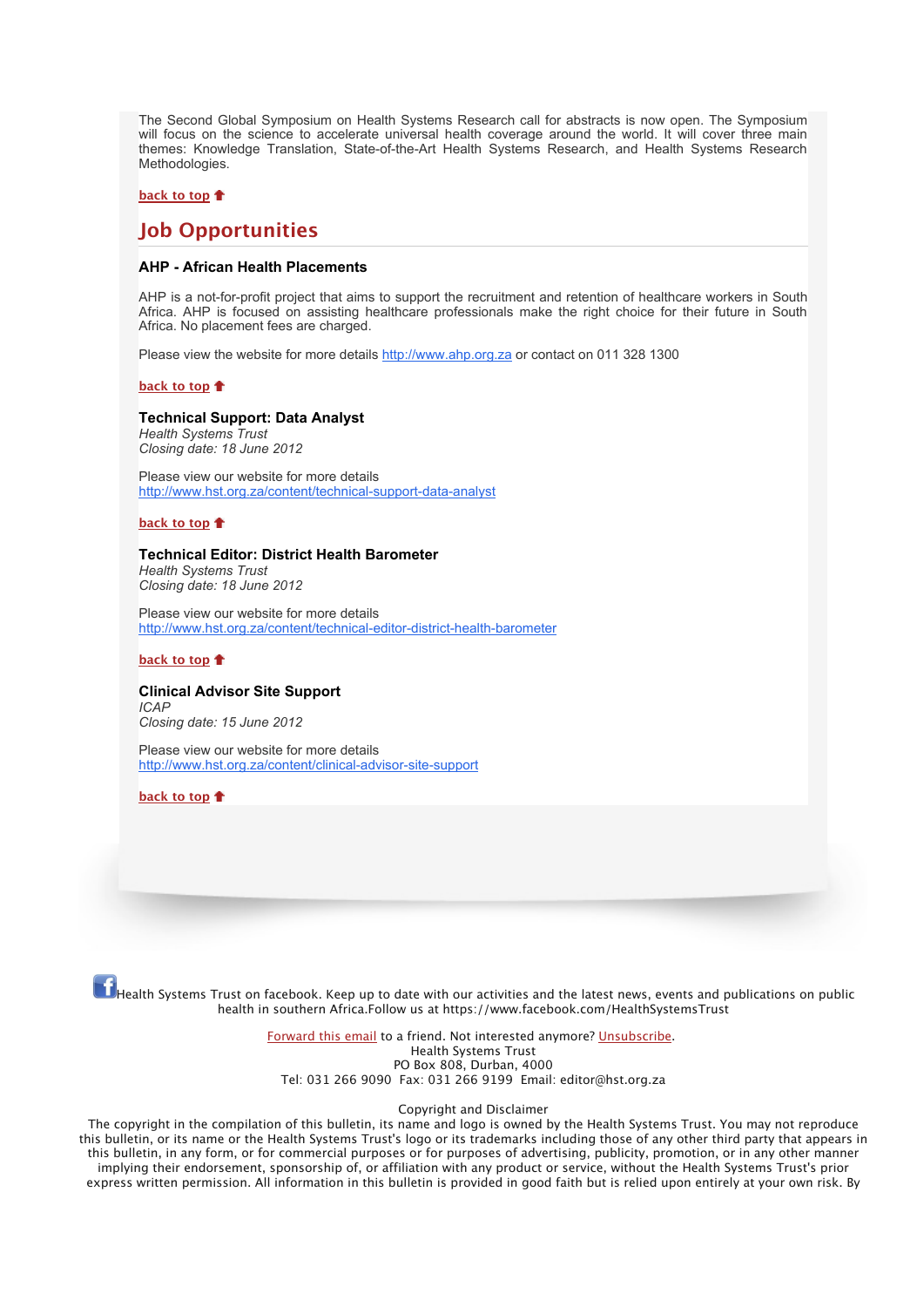The Second Global Symposium on Health Systems Research call for abstracts is now open. The Symposium will focus on the science to accelerate universal health coverage around the world. It will cover three main themes: Knowledge Translation, State-of-the-Art Health Systems Research, and Health Systems Research Methodologies.

back to top

## Job Opportunities

### AHP - African Health Placements

AHP is a not-for-profit project that aims to support the recruitment and retention of healthcare workers in South Africa. AHP is focused on assisting healthcare professionals make the right choice for their future in South Africa. No placement fees are charged.

Please view the website for more details http://www.ahp.org.za or contact on 011 328 1300

back to top

### Technical Support: Data Analyst

*Health Systems Trust*
*Closing date: 18 June 2012*

Please view our website for more details
http://www.hst.org.za/content/technical-support-data-analyst

back to top

### Technical Editor: District Health Barometer

*Health Systems Trust*
*Closing date: 18 June 2012*

Please view our website for more details
http://www.hst.org.za/content/technical-editor-district-health-barometer

back to top

### Clinical Advisor Site Support

*ICAP*
*Closing date: 15 June 2012*

Please view our website for more details
http://www.hst.org.za/content/clinical-advisor-site-support

back to top

Health Systems Trust on facebook. Keep up to date with our activities and the latest news, events and publications on public health in southern Africa.Follow us at https://www.facebook.com/HealthSystemsTrust

Forward this email to a friend. Not interested anymore? Unsubscribe.
Health Systems Trust
PO Box 808, Durban, 4000
Tel: 031 266 9090 Fax: 031 266 9199 Email: editor@hst.org.za

Copyright and Disclaimer
The copyright in the compilation of this bulletin, its name and logo is owned by the Health Systems Trust. You may not reproduce this bulletin, or its name or the Health Systems Trust's logo or its trademarks including those of any other third party that appears in this bulletin, in any form, or for commercial purposes or for purposes of advertising, publicity, promotion, or in any other manner implying their endorsement, sponsorship of, or affiliation with any product or service, without the Health Systems Trust's prior express written permission. All information in this bulletin is provided in good faith but is relied upon entirely at your own risk. By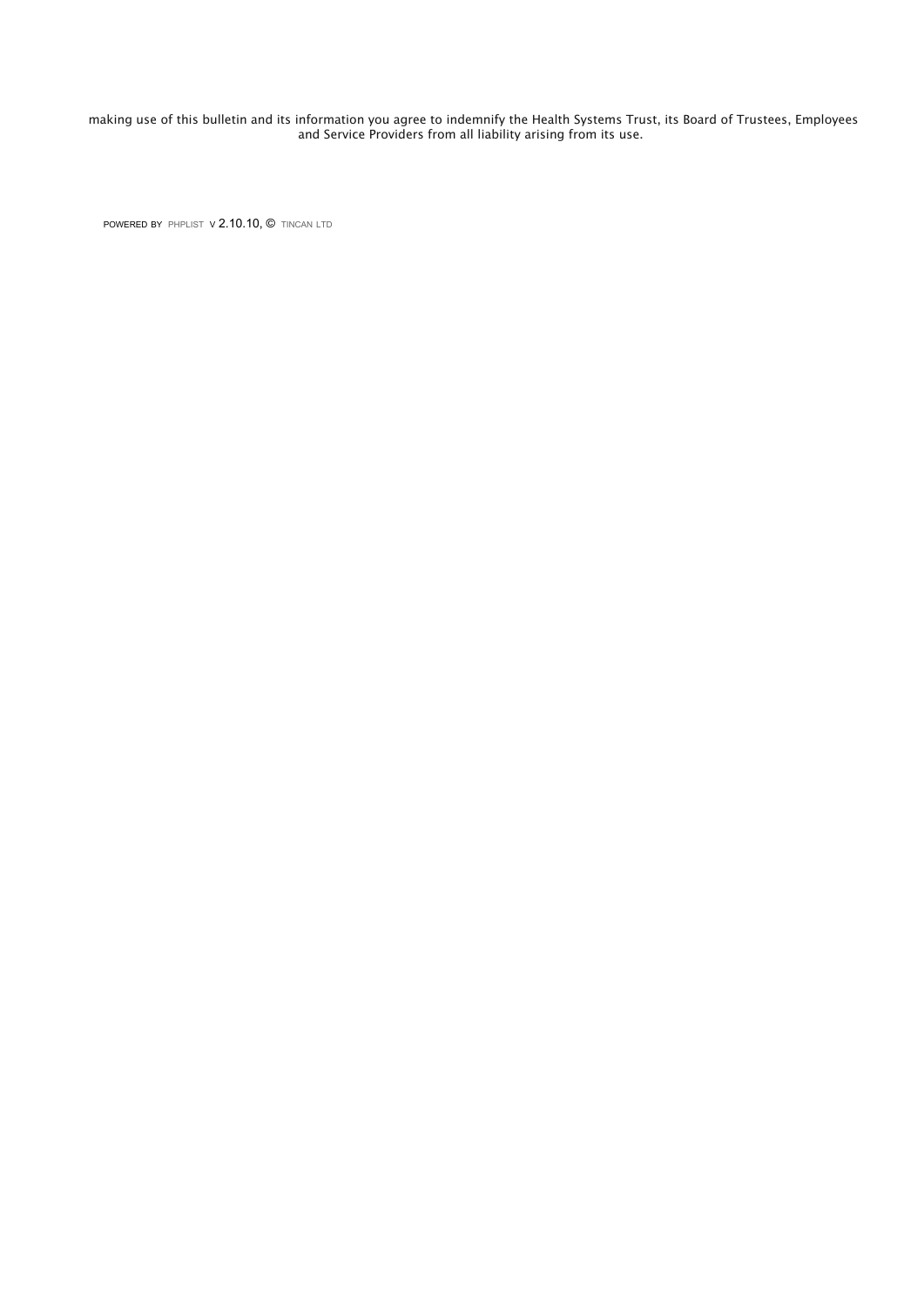making use of this bulletin and its information you agree to indemnify the Health Systems Trust, its Board of Trustees, Employees and Service Providers from all liability arising from its use.

POWERED BY PHPLIST V 2.10.10, © TINCAN LTD